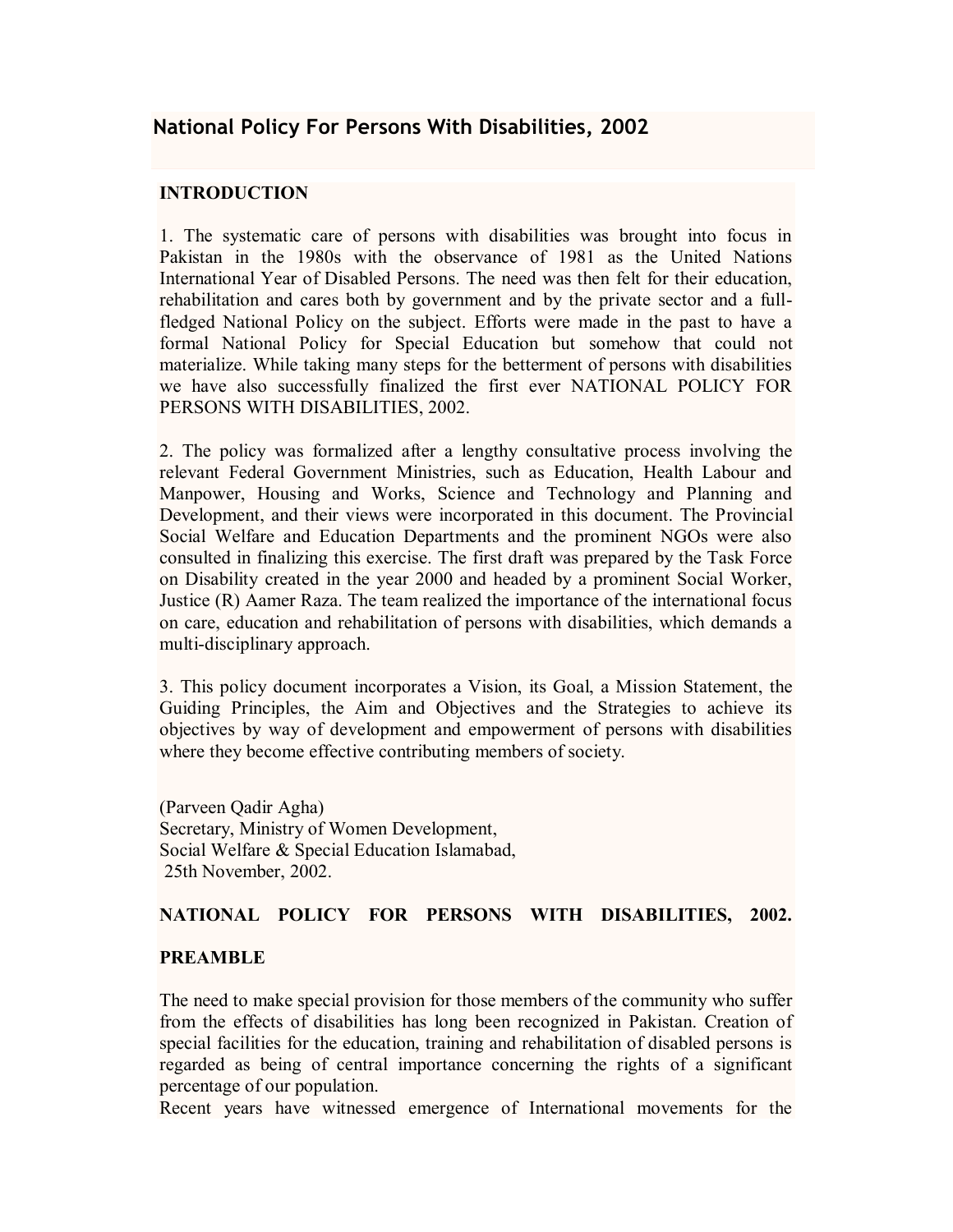# National Policy For Persons With Disabilities, 2002

## INTRODUCTION

1. The systematic care of persons with disabilities was brought into focus in Pakistan in the 1980s with the observance of 1981 as the United Nations International Year of Disabled Persons. The need was then felt for their education, rehabilitation and cares both by government and by the private sector and a full-fledged National Policy on the subject. Efforts were made in the past to have a formal National Policy for Special Education but somehow that could not materialize. While taking many steps for the betterment of persons with disabilities we have also successfully finalized the first ever NATIONAL POLICY FOR PERSONS WITH DISABILITIES, 2002.

2. The policy was formalized after a lengthy consultative process involving the relevant Federal Government Ministries, such as Education, Health Labour and Manpower, Housing and Works, Science and Technology and Planning and Development, and their views were incorporated in this document. The Provincial Social Welfare and Education Departments and the prominent NGOs were also consulted in finalizing this exercise. The first draft was prepared by the Task Force on Disability created in the year 2000 and headed by a prominent Social Worker, Justice (R) Aamer Raza. The team realized the importance of the international focus on care, education and rehabilitation of persons with disabilities, which demands a multi-disciplinary approach.

3. This policy document incorporates a Vision, its Goal, a Mission Statement, the Guiding Principles, the Aim and Objectives and the Strategies to achieve its objectives by way of development and empowerment of persons with disabilities where they become effective contributing members of society.

(Parveen Qadir Agha)
Secretary, Ministry of Women Development,
Social Welfare & Special Education Islamabad,
25th November, 2002.

## NATIONAL POLICY FOR PERSONS WITH DISABILITIES, 2002.

## PREAMBLE

The need to make special provision for those members of the community who suffer from the effects of disabilities has long been recognized in Pakistan. Creation of special facilities for the education, training and rehabilitation of disabled persons is regarded as being of central importance concerning the rights of a significant percentage of our population.
Recent years have witnessed emergence of International movements for the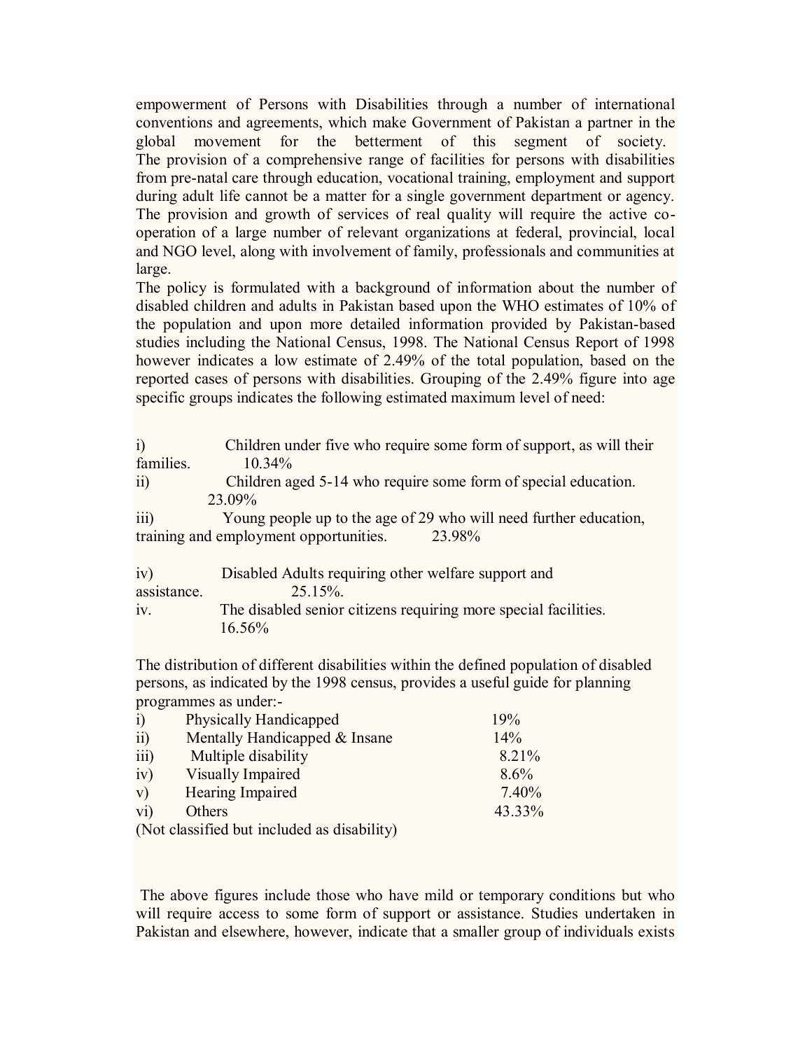empowerment of Persons with Disabilities through a number of international conventions and agreements, which make Government of Pakistan a partner in the global movement for the betterment of this segment of society. The provision of a comprehensive range of facilities for persons with disabilities from pre-natal care through education, vocational training, employment and support during adult life cannot be a matter for a single government department or agency. The provision and growth of services of real quality will require the active co-operation of a large number of relevant organizations at federal, provincial, local and NGO level, along with involvement of family, professionals and communities at large.

The policy is formulated with a background of information about the number of disabled children and adults in Pakistan based upon the WHO estimates of 10% of the population and upon more detailed information provided by Pakistan-based studies including the National Census, 1998. The National Census Report of 1998 however indicates a low estimate of 2.49% of the total population, based on the reported cases of persons with disabilities. Grouping of the 2.49% figure into age specific groups indicates the following estimated maximum level of need:

i) Children under five who require some form of support, as will their families. 10.34%

ii) Children aged 5-14 who require some form of special education. 23.09%

iii) Young people up to the age of 29 who will need further education, training and employment opportunities. 23.98%

iv) Disabled Adults requiring other welfare support and assistance. 25.15%.

iv. The disabled senior citizens requiring more special facilities. 16.56%

The distribution of different disabilities within the defined population of disabled persons, as indicated by the 1998 census, provides a useful guide for planning programmes as under:-

| | | |
|---|---|---|
| i) | Physically Handicapped | 19% |
| ii) | Mentally Handicapped & Insane | 14% |
| iii) | Multiple disability | 8.21% |
| iv) | Visually Impaired | 8.6% |
| v) | Hearing Impaired | 7.40% |
| vi) | Others | 43.33% |

(Not classified but included as disability)

The above figures include those who have mild or temporary conditions but who will require access to some form of support or assistance. Studies undertaken in Pakistan and elsewhere, however, indicate that a smaller group of individuals exists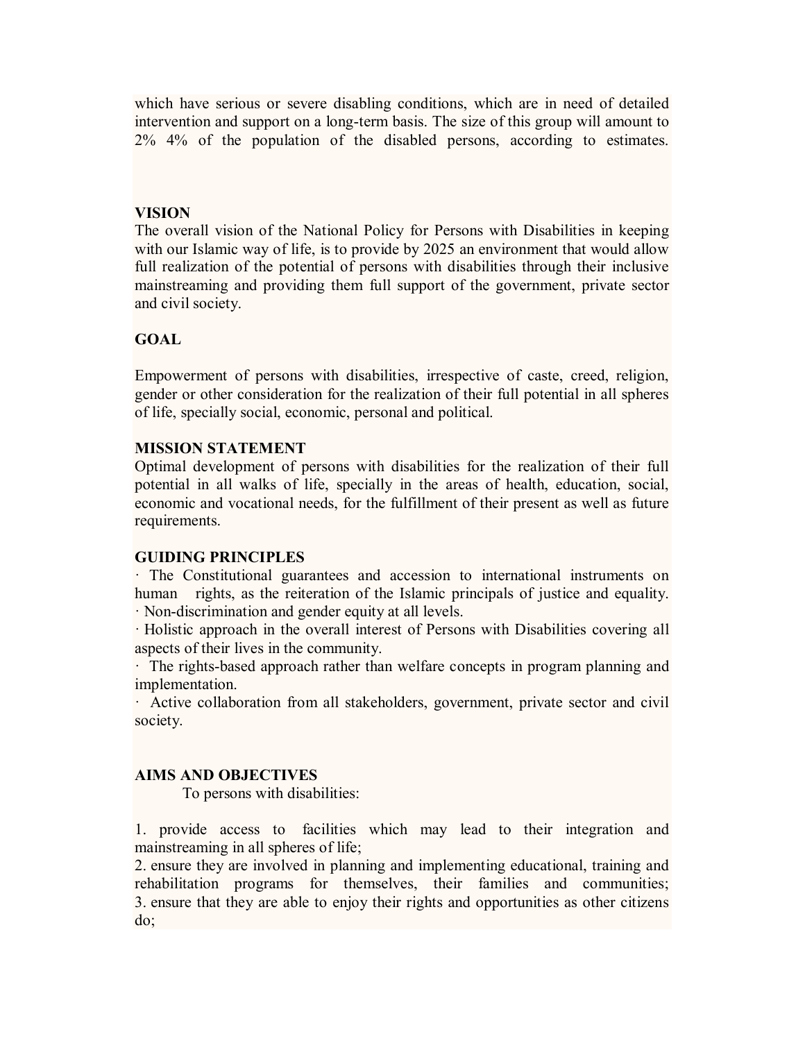which have serious or severe disabling conditions, which are in need of detailed intervention and support on a long-term basis. The size of this group will amount to 2% 4% of the population of the disabled persons, according to estimates.

**VISION**

The overall vision of the National Policy for Persons with Disabilities in keeping with our Islamic way of life, is to provide by 2025 an environment that would allow full realization of the potential of persons with disabilities through their inclusive mainstreaming and providing them full support of the government, private sector and civil society.

**GOAL**

Empowerment of persons with disabilities, irrespective of caste, creed, religion, gender or other consideration for the realization of their full potential in all spheres of life, specially social, economic, personal and political.

**MISSION STATEMENT**

Optimal development of persons with disabilities for the realization of their full potential in all walks of life, specially in the areas of health, education, social, economic and vocational needs, for the fulfillment of their present as well as future requirements.

**GUIDING PRINCIPLES**

· The Constitutional guarantees and accession to international instruments on human rights, as the reiteration of the Islamic principals of justice and equality.
· Non-discrimination and gender equity at all levels.
· Holistic approach in the overall interest of Persons with Disabilities covering all aspects of their lives in the community.
· The rights-based approach rather than welfare concepts in program planning and implementation.
· Active collaboration from all stakeholders, government, private sector and civil society.

**AIMS AND OBJECTIVES**

To persons with disabilities:

1. provide access to facilities which may lead to their integration and mainstreaming in all spheres of life;
2. ensure they are involved in planning and implementing educational, training and rehabilitation programs for themselves, their families and communities;
3. ensure that they are able to enjoy their rights and opportunities as other citizens do;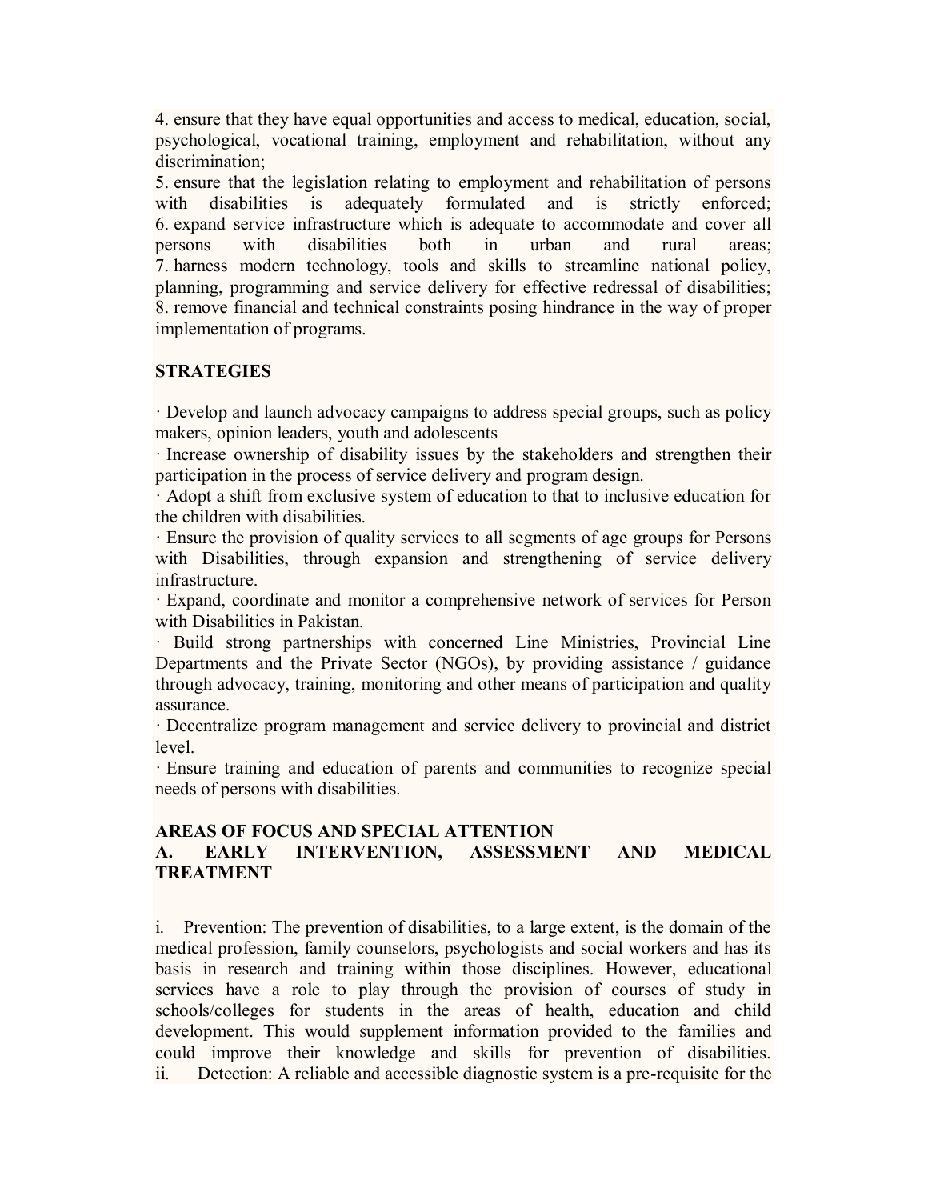4. ensure that they have equal opportunities and access to medical, education, social, psychological, vocational training, employment and rehabilitation, without any discrimination;
5. ensure that the legislation relating to employment and rehabilitation of persons with disabilities is adequately formulated and is strictly enforced;
6. expand service infrastructure which is adequate to accommodate and cover all persons with disabilities both in urban and rural areas;
7. harness modern technology, tools and skills to streamline national policy, planning, programming and service delivery for effective redressal of disabilities;
8. remove financial and technical constraints posing hindrance in the way of proper implementation of programs.

## STRATEGIES

· Develop and launch advocacy campaigns to address special groups, such as policy makers, opinion leaders, youth and adolescents
· Increase ownership of disability issues by the stakeholders and strengthen their participation in the process of service delivery and program design.
· Adopt a shift from exclusive system of education to that to inclusive education for the children with disabilities.
· Ensure the provision of quality services to all segments of age groups for Persons with Disabilities, through expansion and strengthening of service delivery infrastructure.
· Expand, coordinate and monitor a comprehensive network of services for Person with Disabilities in Pakistan.
· Build strong partnerships with concerned Line Ministries, Provincial Line Departments and the Private Sector (NGOs), by providing assistance / guidance through advocacy, training, monitoring and other means of participation and quality assurance.
· Decentralize program management and service delivery to provincial and district level.
· Ensure training and education of parents and communities to recognize special needs of persons with disabilities.

## AREAS OF FOCUS AND SPECIAL ATTENTION

### A. EARLY INTERVENTION, ASSESSMENT AND MEDICAL TREATMENT

i. Prevention: The prevention of disabilities, to a large extent, is the domain of the medical profession, family counselors, psychologists and social workers and has its basis in research and training within those disciplines. However, educational services have a role to play through the provision of courses of study in schools/colleges for students in the areas of health, education and child development. This would supplement information provided to the families and could improve their knowledge and skills for prevention of disabilities.
ii. Detection: A reliable and accessible diagnostic system is a pre-requisite for the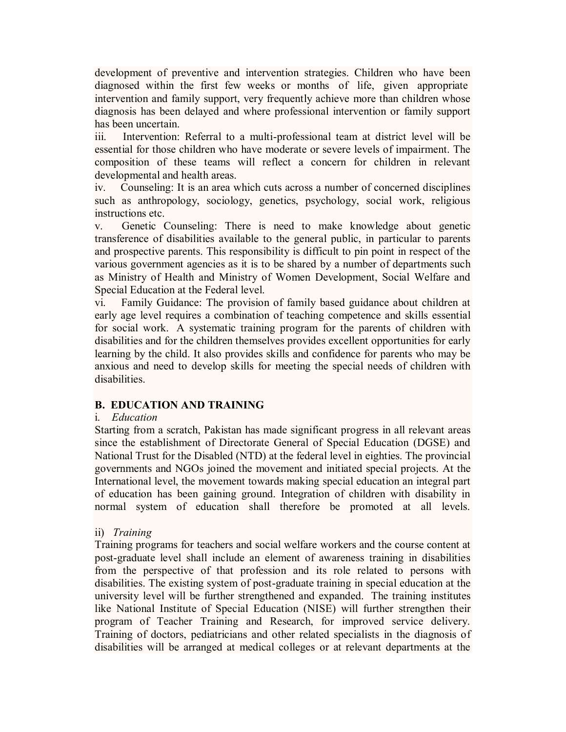development of preventive and intervention strategies. Children who have been diagnosed within the first few weeks or months of life, given appropriate intervention and family support, very frequently achieve more than children whose diagnosis has been delayed and where professional intervention or family support has been uncertain.

iii. Intervention: Referral to a multi-professional team at district level will be essential for those children who have moderate or severe levels of impairment. The composition of these teams will reflect a concern for children in relevant developmental and health areas.

iv. Counseling: It is an area which cuts across a number of concerned disciplines such as anthropology, sociology, genetics, psychology, social work, religious instructions etc.

v. Genetic Counseling: There is need to make knowledge about genetic transference of disabilities available to the general public, in particular to parents and prospective parents. This responsibility is difficult to pin point in respect of the various government agencies as it is to be shared by a number of departments such as Ministry of Health and Ministry of Women Development, Social Welfare and Special Education at the Federal level.

vi. Family Guidance: The provision of family based guidance about children at early age level requires a combination of teaching competence and skills essential for social work. A systematic training program for the parents of children with disabilities and for the children themselves provides excellent opportunities for early learning by the child. It also provides skills and confidence for parents who may be anxious and need to develop skills for meeting the special needs of children with disabilities.

**B. EDUCATION AND TRAINING**

i. *Education*

Starting from a scratch, Pakistan has made significant progress in all relevant areas since the establishment of Directorate General of Special Education (DGSE) and National Trust for the Disabled (NTD) at the federal level in eighties. The provincial governments and NGOs joined the movement and initiated special projects. At the International level, the movement towards making special education an integral part of education has been gaining ground. Integration of children with disability in normal system of education shall therefore be promoted at all levels.

ii) *Training*

Training programs for teachers and social welfare workers and the course content at post-graduate level shall include an element of awareness training in disabilities from the perspective of that profession and its role related to persons with disabilities. The existing system of post-graduate training in special education at the university level will be further strengthened and expanded. The training institutes like National Institute of Special Education (NISE) will further strengthen their program of Teacher Training and Research, for improved service delivery. Training of doctors, pediatricians and other related specialists in the diagnosis of disabilities will be arranged at medical colleges or at relevant departments at the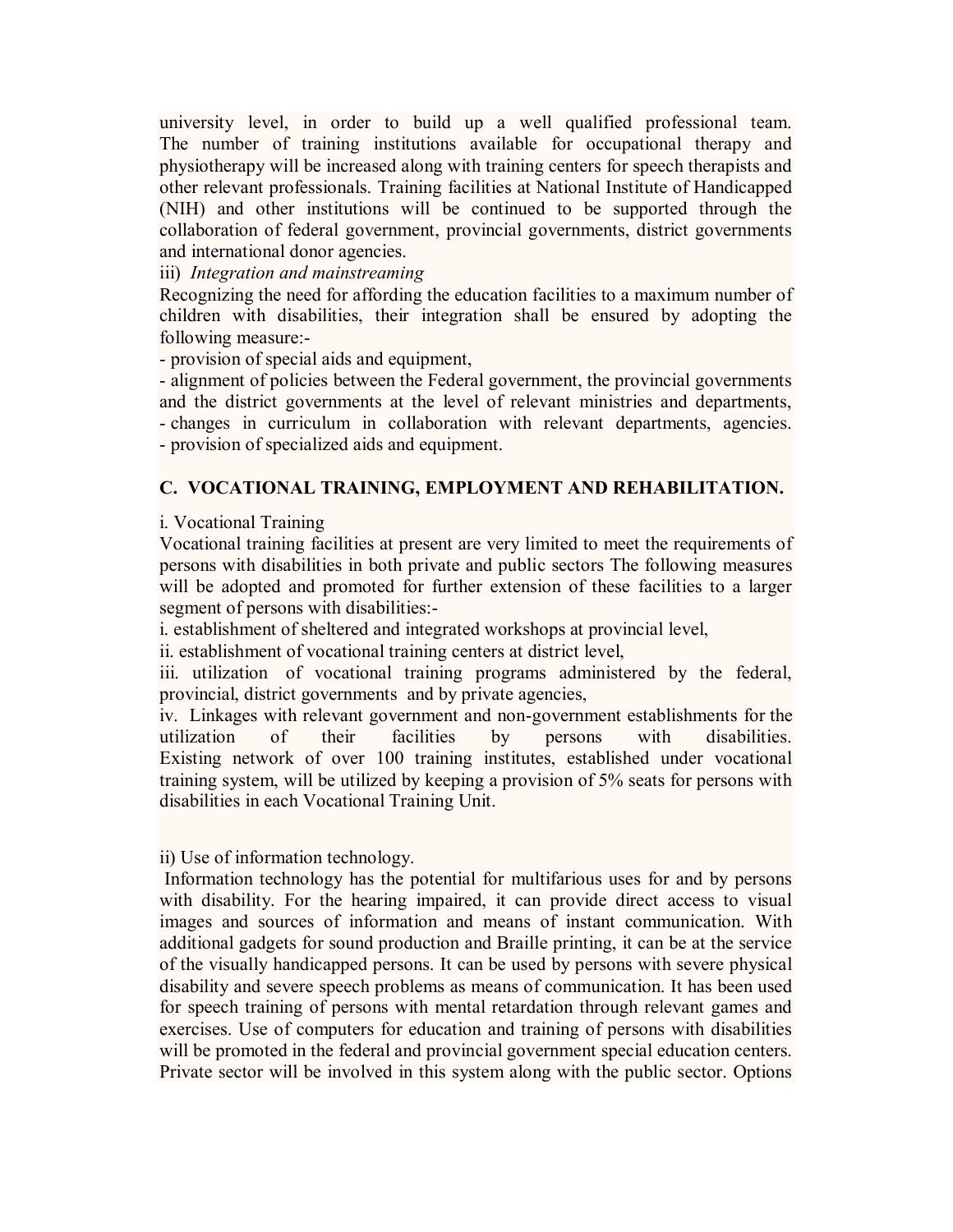university level, in order to build up a well qualified professional team. The number of training institutions available for occupational therapy and physiotherapy will be increased along with training centers for speech therapists and other relevant professionals. Training facilities at National Institute of Handicapped (NIH) and other institutions will be continued to be supported through the collaboration of federal government, provincial governments, district governments and international donor agencies.

iii) *Integration and mainstreaming*

Recognizing the need for affording the education facilities to a maximum number of children with disabilities, their integration shall be ensured by adopting the following measure:-

- provision of special aids and equipment,
- alignment of policies between the Federal government, the provincial governments and the district governments at the level of relevant ministries and departments,
- changes in curriculum in collaboration with relevant departments, agencies.
- provision of specialized aids and equipment.

## C. VOCATIONAL TRAINING, EMPLOYMENT AND REHABILITATION.

i. Vocational Training

Vocational training facilities at present are very limited to meet the requirements of persons with disabilities in both private and public sectors The following measures will be adopted and promoted for further extension of these facilities to a larger segment of persons with disabilities:-

i. establishment of sheltered and integrated workshops at provincial level,

ii. establishment of vocational training centers at district level,

iii. utilization of vocational training programs administered by the federal, provincial, district governments and by private agencies,

iv. Linkages with relevant government and non-government establishments for the utilization of their facilities by persons with disabilities. Existing network of over 100 training institutes, established under vocational training system, will be utilized by keeping a provision of 5% seats for persons with disabilities in each Vocational Training Unit.

ii) Use of information technology.

Information technology has the potential for multifarious uses for and by persons with disability. For the hearing impaired, it can provide direct access to visual images and sources of information and means of instant communication. With additional gadgets for sound production and Braille printing, it can be at the service of the visually handicapped persons. It can be used by persons with severe physical disability and severe speech problems as means of communication. It has been used for speech training of persons with mental retardation through relevant games and exercises. Use of computers for education and training of persons with disabilities will be promoted in the federal and provincial government special education centers. Private sector will be involved in this system along with the public sector. Options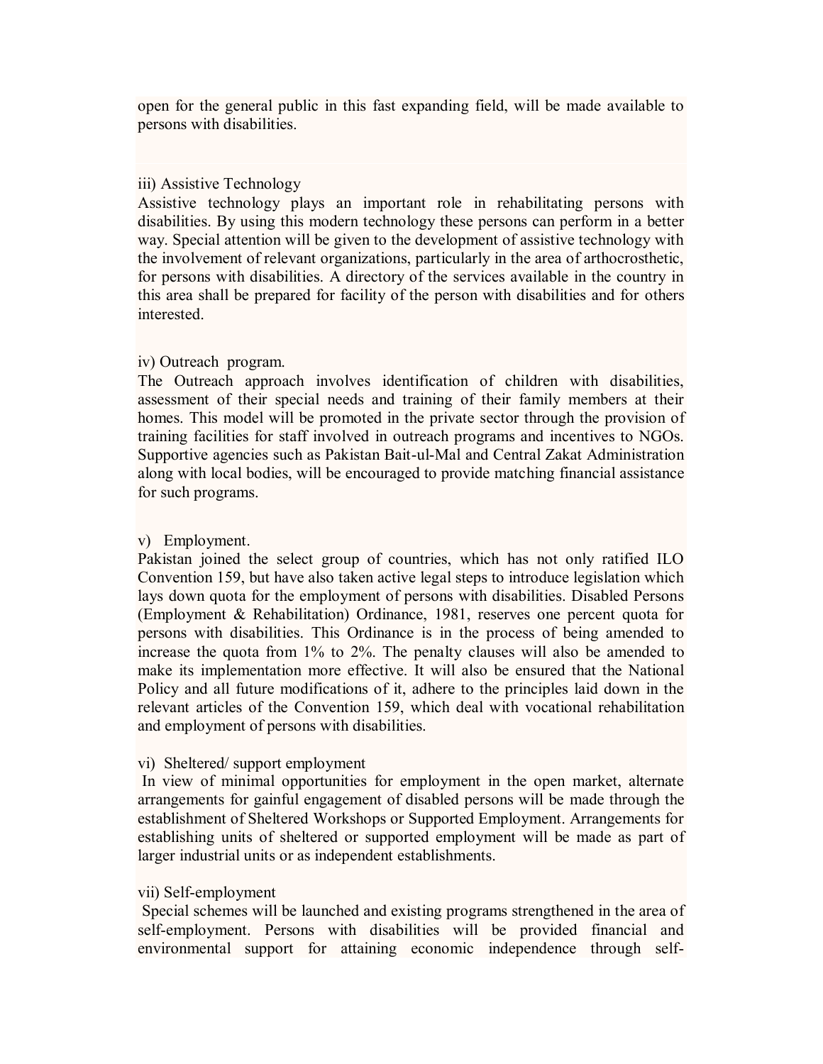open for the general public in this fast expanding field, will be made available to persons with disabilities.

iii) Assistive Technology

Assistive technology plays an important role in rehabilitating persons with disabilities. By using this modern technology these persons can perform in a better way. Special attention will be given to the development of assistive technology with the involvement of relevant organizations, particularly in the area of arthocrosthetic, for persons with disabilities. A directory of the services available in the country in this area shall be prepared for facility of the person with disabilities and for others interested.

iv) Outreach program.

The Outreach approach involves identification of children with disabilities, assessment of their special needs and training of their family members at their homes. This model will be promoted in the private sector through the provision of training facilities for staff involved in outreach programs and incentives to NGOs. Supportive agencies such as Pakistan Bait-ul-Mal and Central Zakat Administration along with local bodies, will be encouraged to provide matching financial assistance for such programs.

v) Employment.

Pakistan joined the select group of countries, which has not only ratified ILO Convention 159, but have also taken active legal steps to introduce legislation which lays down quota for the employment of persons with disabilities. Disabled Persons (Employment & Rehabilitation) Ordinance, 1981, reserves one percent quota for persons with disabilities. This Ordinance is in the process of being amended to increase the quota from 1% to 2%. The penalty clauses will also be amended to make its implementation more effective. It will also be ensured that the National Policy and all future modifications of it, adhere to the principles laid down in the relevant articles of the Convention 159, which deal with vocational rehabilitation and employment of persons with disabilities.

vi) Sheltered/ support employment

In view of minimal opportunities for employment in the open market, alternate arrangements for gainful engagement of disabled persons will be made through the establishment of Sheltered Workshops or Supported Employment. Arrangements for establishing units of sheltered or supported employment will be made as part of larger industrial units or as independent establishments.

vii) Self-employment

Special schemes will be launched and existing programs strengthened in the area of self-employment. Persons with disabilities will be provided financial and environmental support for attaining economic independence through self-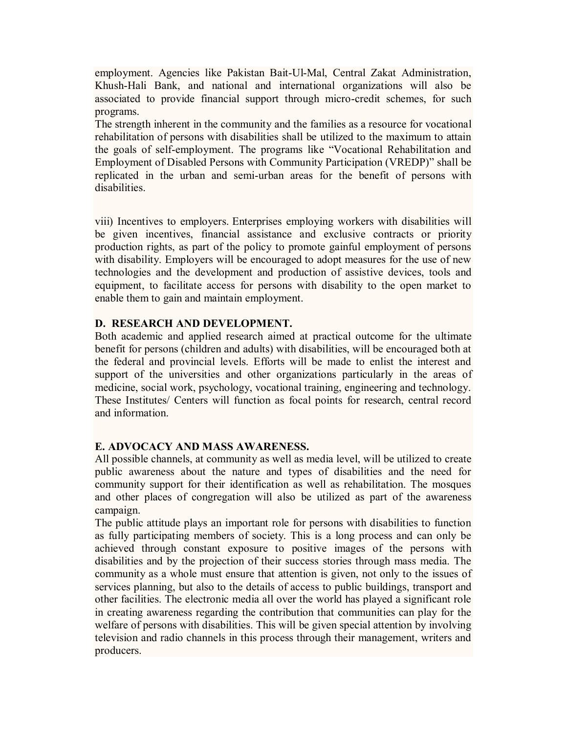employment. Agencies like Pakistan Bait-Ul-Mal, Central Zakat Administration, Khush-Hali Bank, and national and international organizations will also be associated to provide financial support through micro-credit schemes, for such programs.

The strength inherent in the community and the families as a resource for vocational rehabilitation of persons with disabilities shall be utilized to the maximum to attain the goals of self-employment. The programs like "Vocational Rehabilitation and Employment of Disabled Persons with Community Participation (VREDP)" shall be replicated in the urban and semi-urban areas for the benefit of persons with disabilities.

viii) Incentives to employers. Enterprises employing workers with disabilities will be given incentives, financial assistance and exclusive contracts or priority production rights, as part of the policy to promote gainful employment of persons with disability. Employers will be encouraged to adopt measures for the use of new technologies and the development and production of assistive devices, tools and equipment, to facilitate access for persons with disability to the open market to enable them to gain and maintain employment.

**D. RESEARCH AND DEVELOPMENT.**

Both academic and applied research aimed at practical outcome for the ultimate benefit for persons (children and adults) with disabilities, will be encouraged both at the federal and provincial levels. Efforts will be made to enlist the interest and support of the universities and other organizations particularly in the areas of medicine, social work, psychology, vocational training, engineering and technology. These Institutes/ Centers will function as focal points for research, central record and information.

**E. ADVOCACY AND MASS AWARENESS.**

All possible channels, at community as well as media level, will be utilized to create public awareness about the nature and types of disabilities and the need for community support for their identification as well as rehabilitation. The mosques and other places of congregation will also be utilized as part of the awareness campaign.

The public attitude plays an important role for persons with disabilities to function as fully participating members of society. This is a long process and can only be achieved through constant exposure to positive images of the persons with disabilities and by the projection of their success stories through mass media. The community as a whole must ensure that attention is given, not only to the issues of services planning, but also to the details of access to public buildings, transport and other facilities. The electronic media all over the world has played a significant role in creating awareness regarding the contribution that communities can play for the welfare of persons with disabilities. This will be given special attention by involving television and radio channels in this process through their management, writers and producers.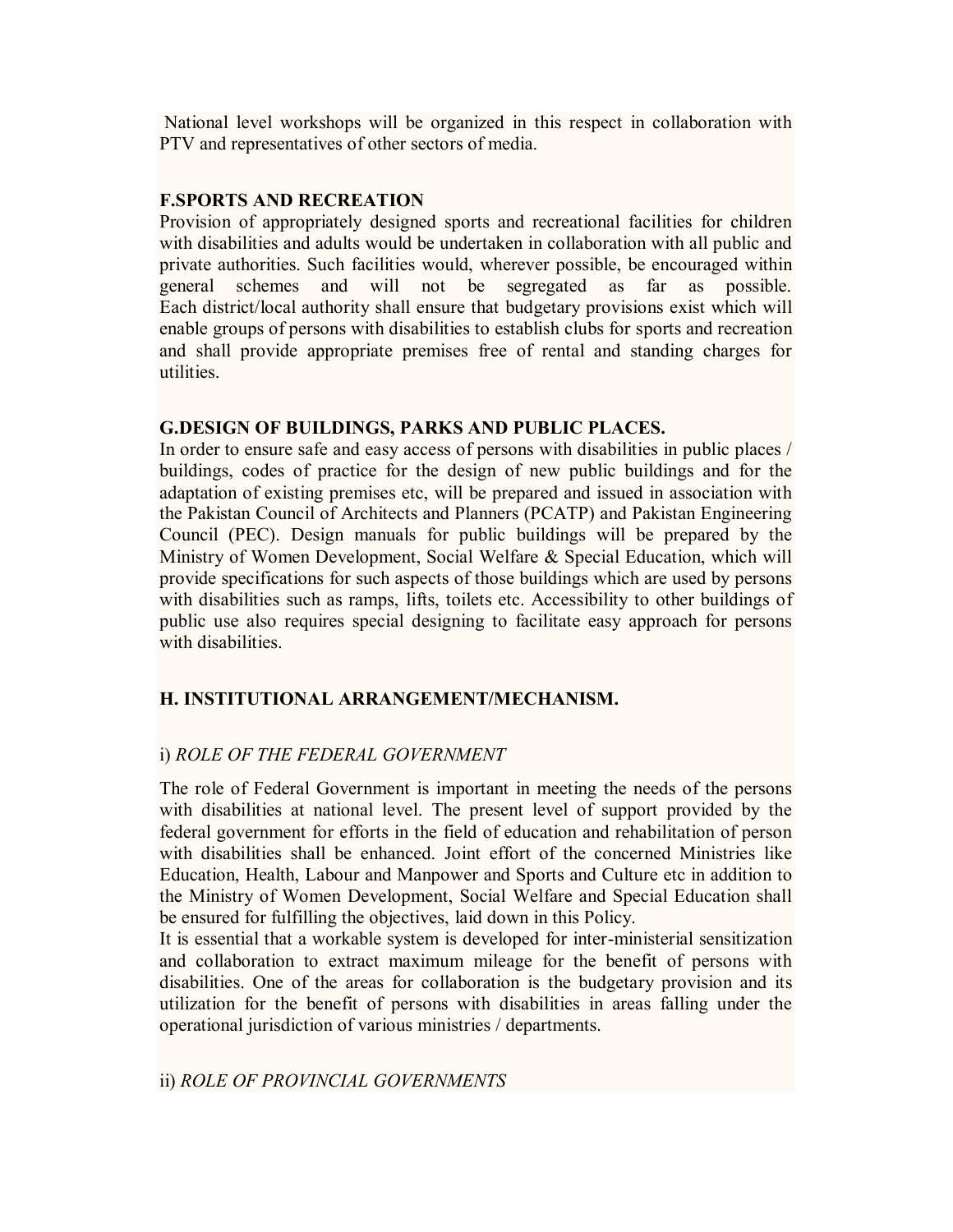National level workshops will be organized in this respect in collaboration with PTV and representatives of other sectors of media.

### F.SPORTS AND RECREATION

Provision of appropriately designed sports and recreational facilities for children with disabilities and adults would be undertaken in collaboration with all public and private authorities. Such facilities would, wherever possible, be encouraged within general schemes and will not be segregated as far as possible. Each district/local authority shall ensure that budgetary provisions exist which will enable groups of persons with disabilities to establish clubs for sports and recreation and shall provide appropriate premises free of rental and standing charges for utilities.

### G.DESIGN OF BUILDINGS, PARKS AND PUBLIC PLACES.

In order to ensure safe and easy access of persons with disabilities in public places / buildings, codes of practice for the design of new public buildings and for the adaptation of existing premises etc, will be prepared and issued in association with the Pakistan Council of Architects and Planners (PCATP) and Pakistan Engineering Council (PEC). Design manuals for public buildings will be prepared by the Ministry of Women Development, Social Welfare & Special Education, which will provide specifications for such aspects of those buildings which are used by persons with disabilities such as ramps, lifts, toilets etc. Accessibility to other buildings of public use also requires special designing to facilitate easy approach for persons with disabilities.

### H. INSTITUTIONAL ARRANGEMENT/MECHANISM.

i) *ROLE OF THE FEDERAL GOVERNMENT*

The role of Federal Government is important in meeting the needs of the persons with disabilities at national level. The present level of support provided by the federal government for efforts in the field of education and rehabilitation of person with disabilities shall be enhanced. Joint effort of the concerned Ministries like Education, Health, Labour and Manpower and Sports and Culture etc in addition to the Ministry of Women Development, Social Welfare and Special Education shall be ensured for fulfilling the objectives, laid down in this Policy.

It is essential that a workable system is developed for inter-ministerial sensitization and collaboration to extract maximum mileage for the benefit of persons with disabilities. One of the areas for collaboration is the budgetary provision and its utilization for the benefit of persons with disabilities in areas falling under the operational jurisdiction of various ministries / departments.

ii) *ROLE OF PROVINCIAL GOVERNMENTS*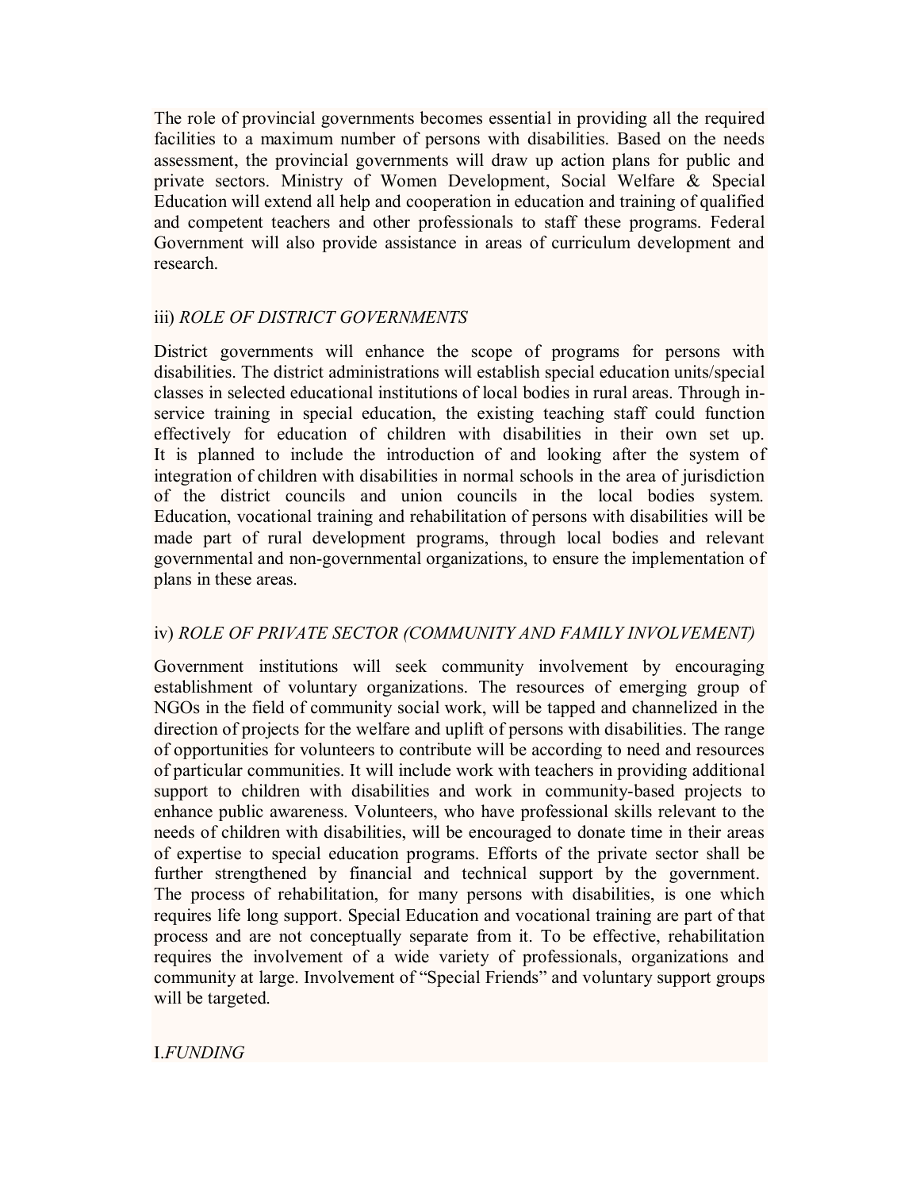The role of provincial governments becomes essential in providing all the required facilities to a maximum number of persons with disabilities. Based on the needs assessment, the provincial governments will draw up action plans for public and private sectors. Ministry of Women Development, Social Welfare & Special Education will extend all help and cooperation in education and training of qualified and competent teachers and other professionals to staff these programs. Federal Government will also provide assistance in areas of curriculum development and research.

iii) *ROLE OF DISTRICT GOVERNMENTS*

District governments will enhance the scope of programs for persons with disabilities. The district administrations will establish special education units/special classes in selected educational institutions of local bodies in rural areas. Through in-service training in special education, the existing teaching staff could function effectively for education of children with disabilities in their own set up. It is planned to include the introduction of and looking after the system of integration of children with disabilities in normal schools in the area of jurisdiction of the district councils and union councils in the local bodies system. Education, vocational training and rehabilitation of persons with disabilities will be made part of rural development programs, through local bodies and relevant governmental and non-governmental organizations, to ensure the implementation of plans in these areas.

iv) *ROLE OF PRIVATE SECTOR (COMMUNITY AND FAMILY INVOLVEMENT)*

Government institutions will seek community involvement by encouraging establishment of voluntary organizations. The resources of emerging group of NGOs in the field of community social work, will be tapped and channelized in the direction of projects for the welfare and uplift of persons with disabilities. The range of opportunities for volunteers to contribute will be according to need and resources of particular communities. It will include work with teachers in providing additional support to children with disabilities and work in community-based projects to enhance public awareness. Volunteers, who have professional skills relevant to the needs of children with disabilities, will be encouraged to donate time in their areas of expertise to special education programs. Efforts of the private sector shall be further strengthened by financial and technical support by the government. The process of rehabilitation, for many persons with disabilities, is one which requires life long support. Special Education and vocational training are part of that process and are not conceptually separate from it. To be effective, rehabilitation requires the involvement of a wide variety of professionals, organizations and community at large. Involvement of "Special Friends" and voluntary support groups will be targeted.

I.*FUNDING*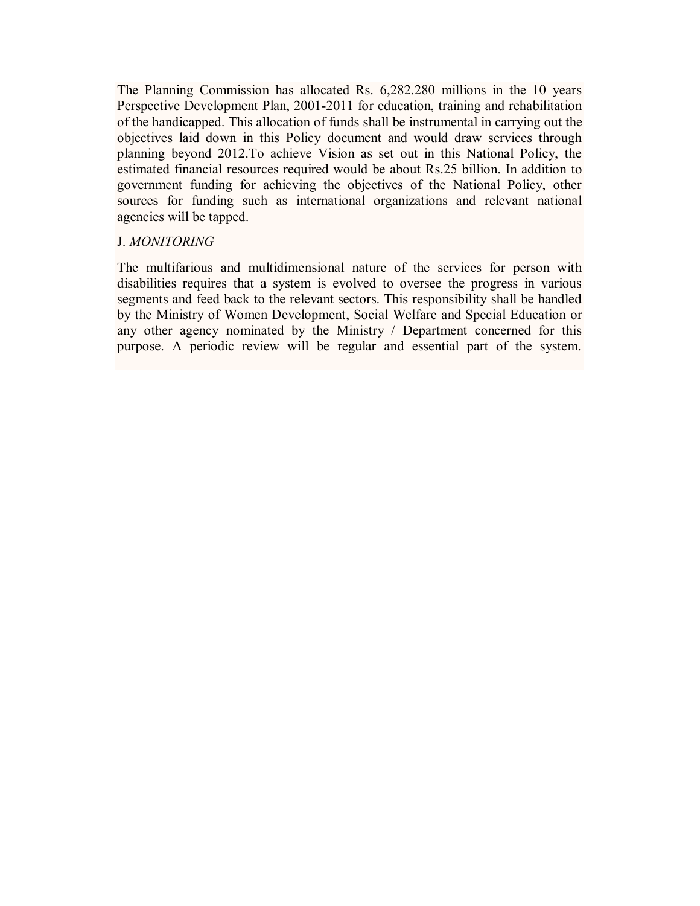The Planning Commission has allocated Rs. 6,282.280 millions in the 10 years Perspective Development Plan, 2001-2011 for education, training and rehabilitation of the handicapped. This allocation of funds shall be instrumental in carrying out the objectives laid down in this Policy document and would draw services through planning beyond 2012.To achieve Vision as set out in this National Policy, the estimated financial resources required would be about Rs.25 billion. In addition to government funding for achieving the objectives of the National Policy, other sources for funding such as international organizations and relevant national agencies will be tapped.

J. *MONITORING*

The multifarious and multidimensional nature of the services for person with disabilities requires that a system is evolved to oversee the progress in various segments and feed back to the relevant sectors. This responsibility shall be handled by the Ministry of Women Development, Social Welfare and Special Education or any other agency nominated by the Ministry / Department concerned for this purpose. A periodic review will be regular and essential part of the system.